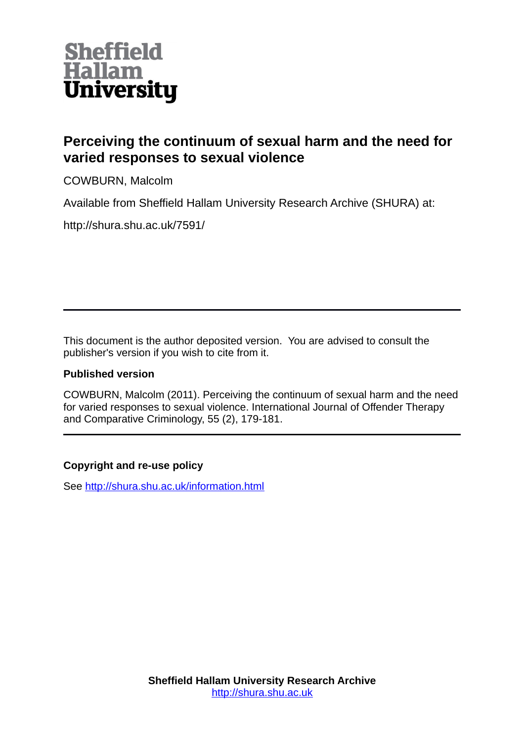Sheffield Hallam University

# Perceiving the continuum of sexual harm and the need for varied responses to sexual violence

COWBURN, Malcolm

Available from Sheffield Hallam University Research Archive (SHURA) at:

http://shura.shu.ac.uk/7591/

---

This document is the author deposited version. You are advised to consult the publisher's version if you wish to cite from it.

### Published version

COWBURN, Malcolm (2011). Perceiving the continuum of sexual harm and the need for varied responses to sexual violence. International Journal of Offender Therapy and Comparative Criminology, 55 (2), 179-181.

---

### Copyright and re-use policy

See http://shura.shu.ac.uk/information.html

**Sheffield Hallam University Research Archive**
http://shura.shu.ac.uk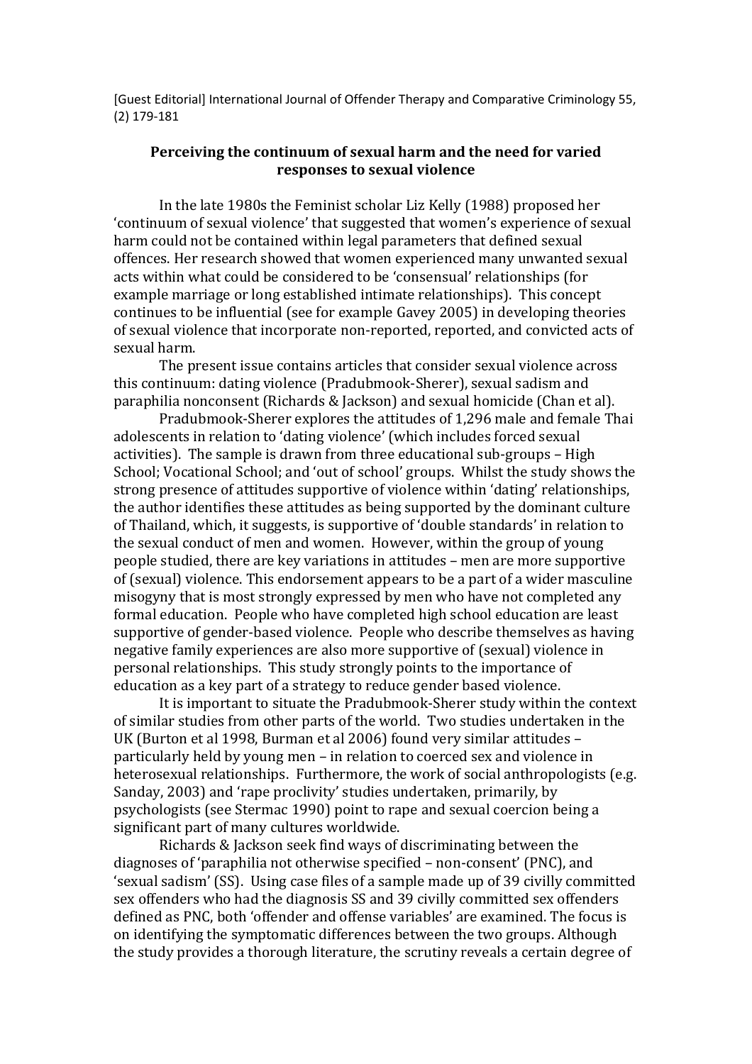[Guest Editorial] International Journal of Offender Therapy and Comparative Criminology 55, (2) 179-181

## Perceiving the continuum of sexual harm and the need for varied responses to sexual violence

In the late 1980s the Feminist scholar Liz Kelly (1988) proposed her 'continuum of sexual violence' that suggested that women's experience of sexual harm could not be contained within legal parameters that defined sexual offences. Her research showed that women experienced many unwanted sexual acts within what could be considered to be 'consensual' relationships (for example marriage or long established intimate relationships). This concept continues to be influential (see for example Gavey 2005) in developing theories of sexual violence that incorporate non-reported, reported, and convicted acts of sexual harm.

The present issue contains articles that consider sexual violence across this continuum: dating violence (Pradubmook-Sherer), sexual sadism and paraphilia nonconsent (Richards & Jackson) and sexual homicide (Chan et al).

Pradubmook-Sherer explores the attitudes of 1,296 male and female Thai adolescents in relation to 'dating violence' (which includes forced sexual activities). The sample is drawn from three educational sub-groups – High School; Vocational School; and 'out of school' groups. Whilst the study shows the strong presence of attitudes supportive of violence within 'dating' relationships, the author identifies these attitudes as being supported by the dominant culture of Thailand, which, it suggests, is supportive of 'double standards' in relation to the sexual conduct of men and women. However, within the group of young people studied, there are key variations in attitudes – men are more supportive of (sexual) violence. This endorsement appears to be a part of a wider masculine misogyny that is most strongly expressed by men who have not completed any formal education. People who have completed high school education are least supportive of gender-based violence. People who describe themselves as having negative family experiences are also more supportive of (sexual) violence in personal relationships. This study strongly points to the importance of education as a key part of a strategy to reduce gender based violence.

It is important to situate the Pradubmook-Sherer study within the context of similar studies from other parts of the world. Two studies undertaken in the UK (Burton et al 1998, Burman et al 2006) found very similar attitudes – particularly held by young men – in relation to coerced sex and violence in heterosexual relationships. Furthermore, the work of social anthropologists (e.g. Sanday, 2003) and 'rape proclivity' studies undertaken, primarily, by psychologists (see Stermac 1990) point to rape and sexual coercion being a significant part of many cultures worldwide.

Richards & Jackson seek find ways of discriminating between the diagnoses of 'paraphilia not otherwise specified – non-consent' (PNC), and 'sexual sadism' (SS). Using case files of a sample made up of 39 civilly committed sex offenders who had the diagnosis SS and 39 civilly committed sex offenders defined as PNC, both 'offender and offense variables' are examined. The focus is on identifying the symptomatic differences between the two groups. Although the study provides a thorough literature, the scrutiny reveals a certain degree of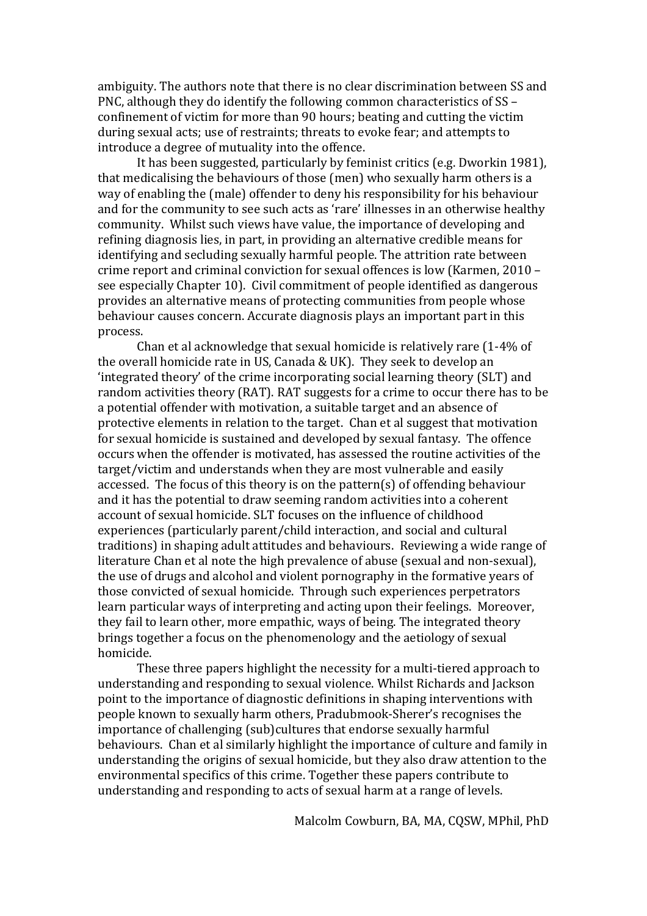ambiguity. The authors note that there is no clear discrimination between SS and PNC, although they do identify the following common characteristics of SS – confinement of victim for more than 90 hours; beating and cutting the victim during sexual acts; use of restraints; threats to evoke fear; and attempts to introduce a degree of mutuality into the offence.

It has been suggested, particularly by feminist critics (e.g. Dworkin 1981), that medicalising the behaviours of those (men) who sexually harm others is a way of enabling the (male) offender to deny his responsibility for his behaviour and for the community to see such acts as 'rare' illnesses in an otherwise healthy community. Whilst such views have value, the importance of developing and refining diagnosis lies, in part, in providing an alternative credible means for identifying and secluding sexually harmful people. The attrition rate between crime report and criminal conviction for sexual offences is low (Karmen, 2010 – see especially Chapter 10). Civil commitment of people identified as dangerous provides an alternative means of protecting communities from people whose behaviour causes concern. Accurate diagnosis plays an important part in this process.

Chan et al acknowledge that sexual homicide is relatively rare (1-4% of the overall homicide rate in US, Canada & UK). They seek to develop an 'integrated theory' of the crime incorporating social learning theory (SLT) and random activities theory (RAT). RAT suggests for a crime to occur there has to be a potential offender with motivation, a suitable target and an absence of protective elements in relation to the target. Chan et al suggest that motivation for sexual homicide is sustained and developed by sexual fantasy. The offence occurs when the offender is motivated, has assessed the routine activities of the target/victim and understands when they are most vulnerable and easily accessed. The focus of this theory is on the pattern(s) of offending behaviour and it has the potential to draw seeming random activities into a coherent account of sexual homicide. SLT focuses on the influence of childhood experiences (particularly parent/child interaction, and social and cultural traditions) in shaping adult attitudes and behaviours. Reviewing a wide range of literature Chan et al note the high prevalence of abuse (sexual and non-sexual), the use of drugs and alcohol and violent pornography in the formative years of those convicted of sexual homicide. Through such experiences perpetrators learn particular ways of interpreting and acting upon their feelings. Moreover, they fail to learn other, more empathic, ways of being. The integrated theory brings together a focus on the phenomenology and the aetiology of sexual homicide.

These three papers highlight the necessity for a multi-tiered approach to understanding and responding to sexual violence. Whilst Richards and Jackson point to the importance of diagnostic definitions in shaping interventions with people known to sexually harm others, Pradubmook-Sherer's recognises the importance of challenging (sub)cultures that endorse sexually harmful behaviours. Chan et al similarly highlight the importance of culture and family in understanding the origins of sexual homicide, but they also draw attention to the environmental specifics of this crime. Together these papers contribute to understanding and responding to acts of sexual harm at a range of levels.

Malcolm Cowburn, BA, MA, CQSW, MPhil, PhD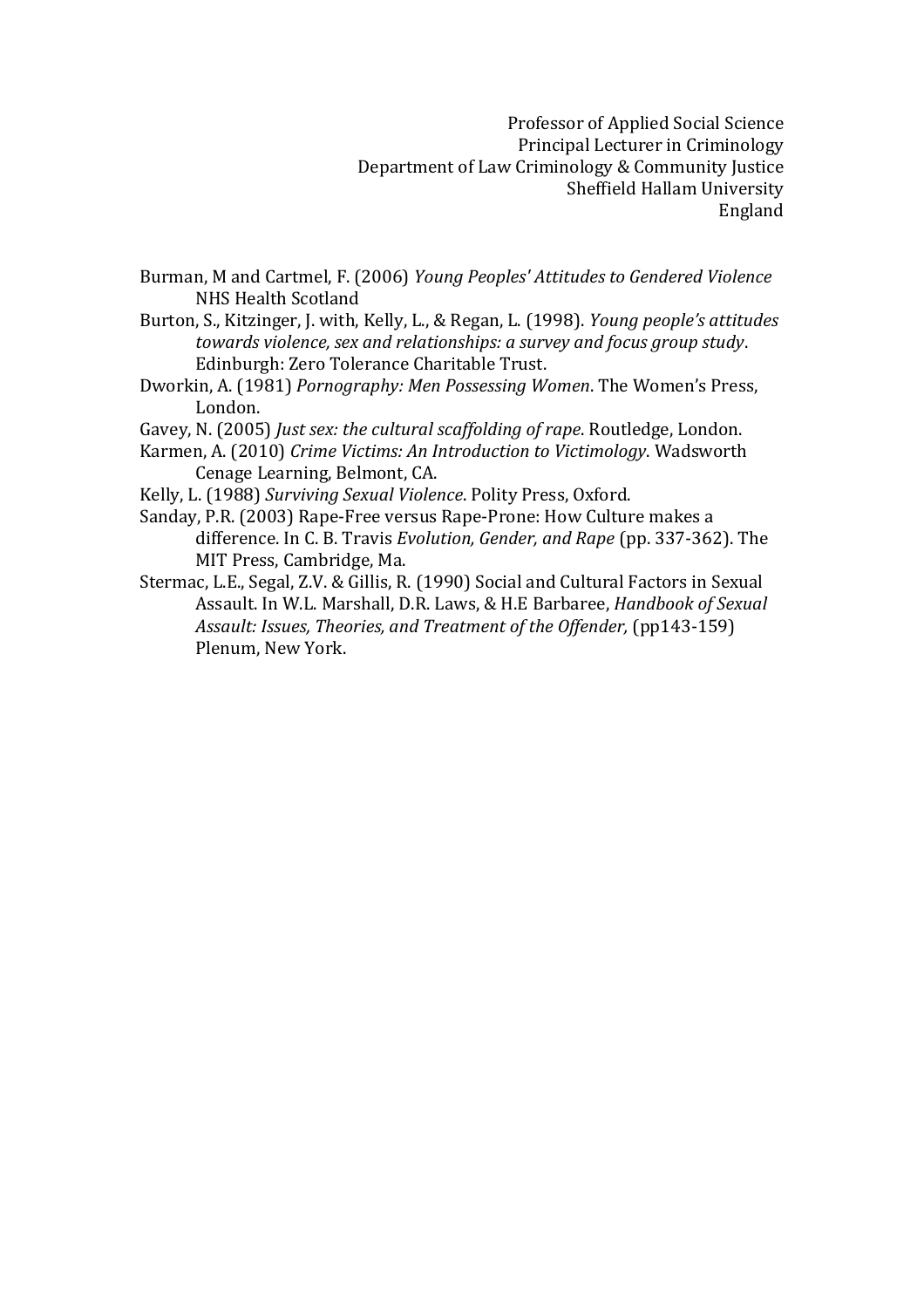Professor of Applied Social Science
Principal Lecturer in Criminology
Department of Law Criminology & Community Justice
Sheffield Hallam University
England

Burman, M and Cartmel, F. (2006) *Young Peoples' Attitudes to Gendered Violence* NHS Health Scotland

Burton, S., Kitzinger, J. with, Kelly, L., & Regan, L. (1998). *Young people's attitudes towards violence, sex and relationships: a survey and focus group study*. Edinburgh: Zero Tolerance Charitable Trust.

Dworkin, A. (1981) *Pornography: Men Possessing Women*. The Women's Press, London.

Gavey, N. (2005) *Just sex: the cultural scaffolding of rape*. Routledge, London.

Karmen, A. (2010) *Crime Victims: An Introduction to Victimology*. Wadsworth Cenage Learning, Belmont, CA.

Kelly, L. (1988) *Surviving Sexual Violence*. Polity Press, Oxford.

Sanday, P.R. (2003) Rape-Free versus Rape-Prone: How Culture makes a difference. In C. B. Travis *Evolution, Gender, and Rape* (pp. 337-362). The MIT Press, Cambridge, Ma.

Stermac, L.E., Segal, Z.V. & Gillis, R. (1990) Social and Cultural Factors in Sexual Assault. In W.L. Marshall, D.R. Laws, & H.E Barbaree, *Handbook of Sexual Assault: Issues, Theories, and Treatment of the Offender,* (pp143-159) Plenum, New York.